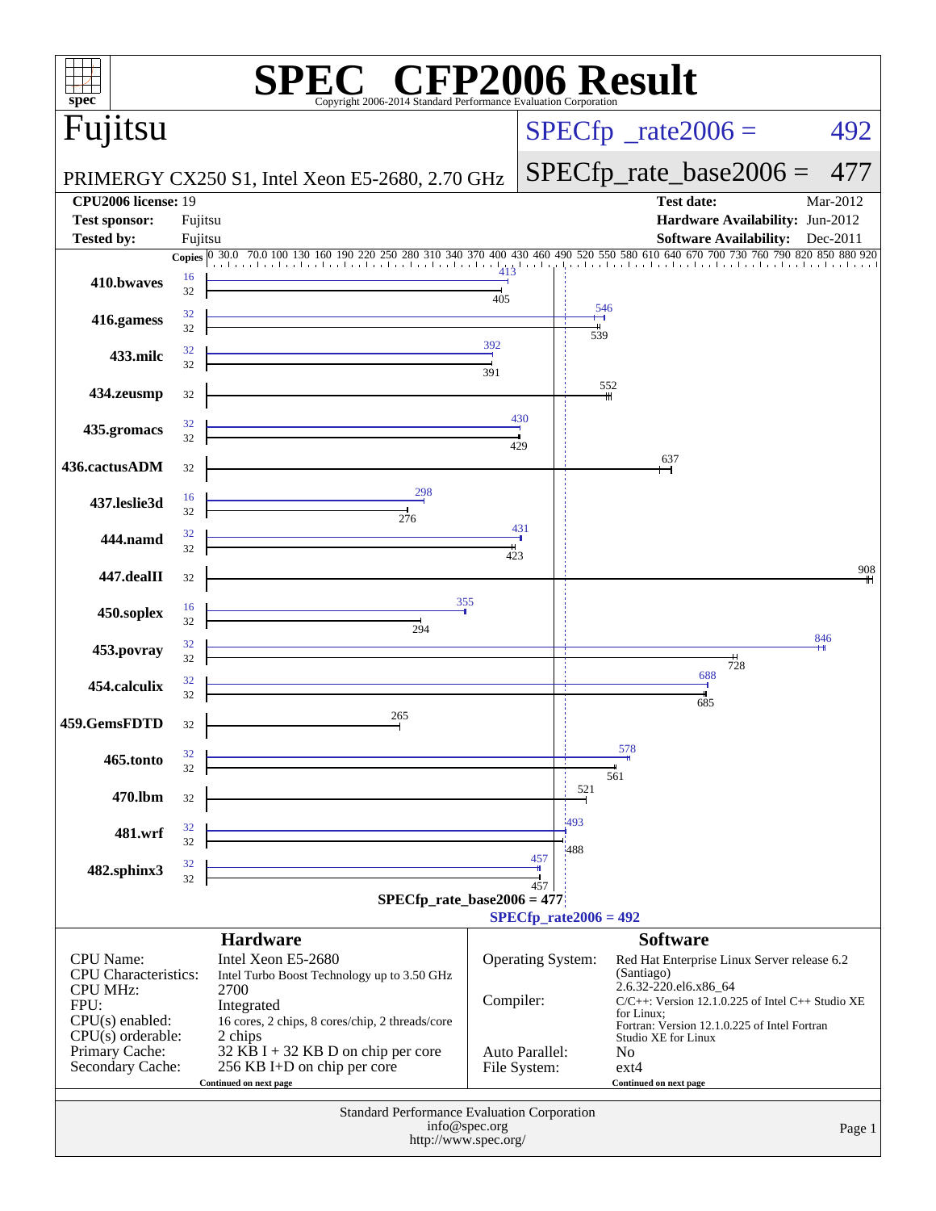# SPEC CFP2006 Result

Copyright 2006-2014 Standard Performance Evaluation Corporation

## Fujitsu

PRIMERGY CX250 S1, Intel Xeon E5-2680, 2.70 GHz

SPECfp_rate2006 = 492

SPECfp_rate_base2006 = 477

| | | | |
|---|---|---|---|
| **CPU2006 license:** | 19 | **Test date:** | Mar-2012 |
| **Test sponsor:** | Fujitsu | **Hardware Availability:** | Jun-2012 |
| **Tested by:** | Fujitsu | **Software Availability:** | Dec-2011 |

| Benchmark | Copies (peak) | Peak | Copies (base) | Base |
|---|---|---|---|---|
| 410.bwaves | 16 | 413 | 32 | 405 |
| 416.gamess | 32 | 546 | 32 | 539 |
| 433.milc | 32 | 392 | 32 | 391 |
| 434.zeusmp | | | 32 | 552 |
| 435.gromacs | 32 | 430 | 32 | 429 |
| 436.cactusADM | | | 32 | 637 |
| 437.leslie3d | 16 | 298 | 32 | 276 |
| 444.namd | 32 | 431 | 32 | 423 |
| 447.dealII | | | 32 | 908 |
| 450.soplex | 16 | 355 | 32 | 294 |
| 453.povray | 32 | 846 | 32 | 728 |
| 454.calculix | 32 | 688 | 32 | 685 |
| 459.GemsFDTD | | | 32 | 265 |
| 465.tonto | 32 | 578 | 32 | 561 |
| 470.lbm | | | 32 | 521 |
| 481.wrf | 32 | 493 | 32 | 488 |
| 482.sphinx3 | 32 | 457 | 32 | 457 |

SPECfp_rate_base2006 = 477

SPECfp_rate2006 = 492

### Hardware

| | |
|---|---|
| CPU Name: | Intel Xeon E5-2680 |
| CPU Characteristics: | Intel Turbo Boost Technology up to 3.50 GHz |
| CPU MHz: | 2700 |
| FPU: | Integrated |
| CPU(s) enabled: | 16 cores, 2 chips, 8 cores/chip, 2 threads/core |
| CPU(s) orderable: | 2 chips |
| Primary Cache: | 32 KB I + 32 KB D on chip per core |
| Secondary Cache: | 256 KB I+D on chip per core |

Continued on next page

### Software

| | |
|---|---|
| Operating System: | Red Hat Enterprise Linux Server release 6.2 (Santiago) 2.6.32-220.el6.x86_64 |
| Compiler: | C/C++: Version 12.1.0.225 of Intel C++ Studio XE for Linux; Fortran: Version 12.1.0.225 of Intel Fortran Studio XE for Linux |
| Auto Parallel: | No |
| File System: | ext4 |

Continued on next page

Standard Performance Evaluation Corporation
info@spec.org
http://www.spec.org/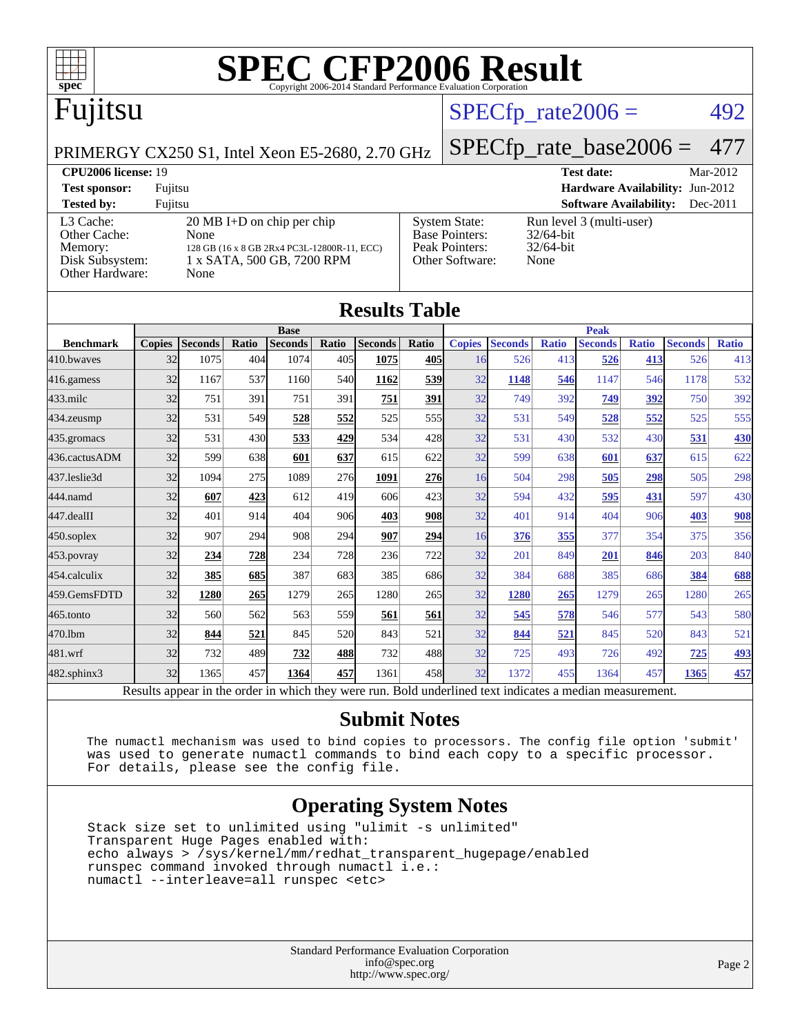# SPEC CFP2006 Result

Copyright 2006-2014 Standard Performance Evaluation Corporation

## Fujitsu

PRIMERGY CX250 S1, Intel Xeon E5-2680, 2.70 GHz

SPECfp_rate2006 = 492

SPECfp_rate_base2006 = 477

| | | | |
|---|---|---|---|
| **CPU2006 license:** 19 | | **Test date:** | Mar-2012 |
| **Test sponsor:** | Fujitsu | **Hardware Availability:** | Jun-2012 |
| **Tested by:** | Fujitsu | **Software Availability:** | Dec-2011 |

| | | | |
|---|---|---|---|
| L3 Cache: | 20 MB I+D on chip per chip | System State: | Run level 3 (multi-user) |
| Other Cache: | None | Base Pointers: | 32/64-bit |
| Memory: | 128 GB (16 x 8 GB 2Rx4 PC3L-12800R-11, ECC) | Peak Pointers: | 32/64-bit |
| Disk Subsystem: | 1 x SATA, 500 GB, 7200 RPM | Other Software: | None |
| Other Hardware: | None | | |

## Results Table

| | Base | | | | | | | Peak | | | | | | |
|---|---|---|---|---|---|---|---|---|---|---|---|---|---|---|
| **Benchmark** | **Copies** | **Seconds** | **Ratio** | **Seconds** | **Ratio** | **Seconds** | **Ratio** | **Copies** | **Seconds** | **Ratio** | **Seconds** | **Ratio** | **Seconds** | **Ratio** |
| 410.bwaves | 32 | 1075 | 404 | 1074 | 405 | **1075** | **405** | 16 | 526 | 413 | **526** | **413** | 526 | 413 |
| 416.gamess | 32 | 1167 | 537 | 1160 | 540 | **1162** | **539** | 32 | **1148** | **546** | 1147 | 546 | 1178 | 532 |
| 433.milc | 32 | 751 | 391 | 751 | 391 | **751** | **391** | 32 | 749 | 392 | **749** | **392** | 750 | 392 |
| 434.zeusmp | 32 | 531 | 549 | **528** | **552** | 525 | 555 | 32 | 531 | 549 | **528** | **552** | 525 | 555 |
| 435.gromacs | 32 | 531 | 430 | **533** | **429** | 534 | 428 | 32 | 531 | 430 | 532 | 430 | **531** | **430** |
| 436.cactusADM | 32 | 599 | 638 | **601** | **637** | 615 | 622 | 32 | 599 | 638 | **601** | **637** | 615 | 622 |
| 437.leslie3d | 32 | 1094 | 275 | 1089 | 276 | **1091** | **276** | 16 | 504 | 298 | **505** | **298** | 505 | 298 |
| 444.namd | 32 | **607** | **423** | 612 | 419 | 606 | 423 | 32 | 594 | 432 | **595** | **431** | 597 | 430 |
| 447.dealII | 32 | 401 | 914 | 404 | 906 | **403** | **908** | 32 | 401 | 914 | 404 | 906 | **403** | **908** |
| 450.soplex | 32 | 907 | 294 | 908 | 294 | **907** | **294** | 16 | **376** | **355** | 377 | 354 | 375 | 356 |
| 453.povray | 32 | **234** | **728** | 234 | 728 | 236 | 722 | 32 | 201 | 849 | **201** | **846** | 203 | 840 |
| 454.calculix | 32 | **385** | **685** | 387 | 683 | 385 | 686 | 32 | 384 | 688 | 385 | 686 | **384** | **688** |
| 459.GemsFDTD | 32 | **1280** | **265** | 1279 | 265 | 1280 | 265 | 32 | **1280** | **265** | 1279 | 265 | 1280 | 265 |
| 465.tonto | 32 | 560 | 562 | 563 | 559 | **561** | **561** | 32 | **545** | **578** | 546 | 577 | 543 | 580 |
| 470.lbm | 32 | **844** | **521** | 845 | 520 | 843 | 521 | 32 | **844** | **521** | 845 | 520 | 843 | 521 |
| 481.wrf | 32 | 732 | 489 | **732** | **488** | 732 | 488 | 32 | 725 | 493 | 726 | 492 | **725** | **493** |
| 482.sphinx3 | 32 | 1365 | 457 | **1364** | **457** | 1361 | 458 | 32 | 1372 | 455 | 1364 | 457 | **1365** | **457** |

Results appear in the order in which they were run. Bold underlined text indicates a median measurement.

## Submit Notes

```
The numactl mechanism was used to bind copies to processors. The config file option 'submit'
was used to generate numactl commands to bind each copy to a specific processor.
For details, please see the config file.
```

## Operating System Notes

```
Stack size set to unlimited using "ulimit -s unlimited"
Transparent Huge Pages enabled with:
echo always > /sys/kernel/mm/redhat_transparent_hugepage/enabled
runspec command invoked through numactl i.e.:
numactl --interleave=all runspec <etc>
```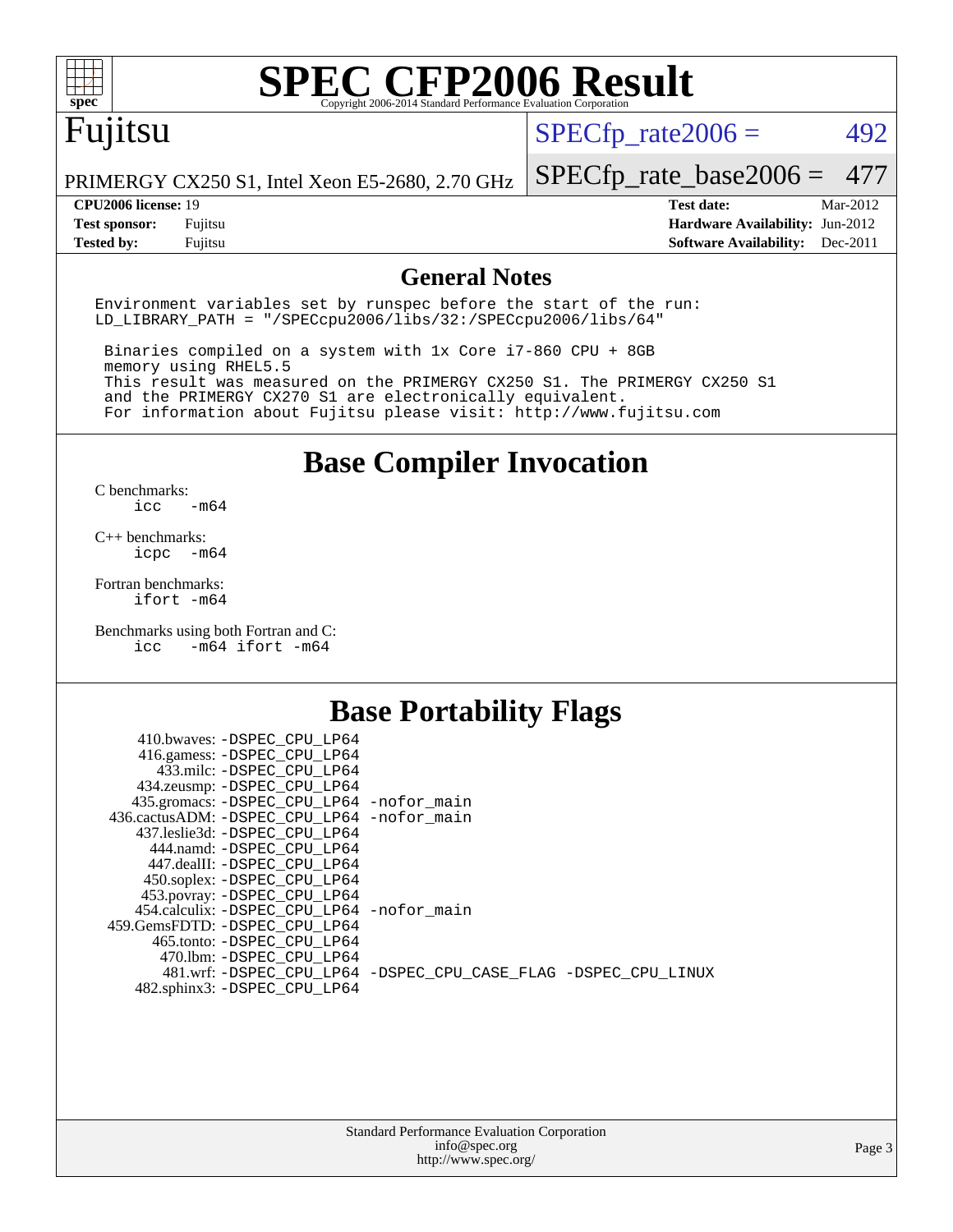# SPEC CFP2006 Result

Copyright 2006-2014 Standard Performance Evaluation Corporation

## Fujitsu

PRIMERGY CX250 S1, Intel Xeon E5-2680, 2.70 GHz

SPECfp_rate2006 = 492

SPECfp_rate_base2006 = 477

| | | | |
|---|---|---|---|
| **CPU2006 license:** | 19 | **Test date:** | Mar-2012 |
| **Test sponsor:** | Fujitsu | **Hardware Availability:** | Jun-2012 |
| **Tested by:** | Fujitsu | **Software Availability:** | Dec-2011 |

## General Notes

```
Environment variables set by runspec before the start of the run:
LD_LIBRARY_PATH = "/SPECcpu2006/libs/32:/SPECcpu2006/libs/64"

 Binaries compiled on a system with 1x Core i7-860 CPU + 8GB
 memory using RHEL5.5
 This result was measured on the PRIMERGY CX250 S1. The PRIMERGY CX250 S1
 and the PRIMERGY CX270 S1 are electronically equivalent.
 For information about Fujitsu please visit: http://www.fujitsu.com
```

## Base Compiler Invocation

C benchmarks:
```
icc   -m64
```

C++ benchmarks:
```
icpc  -m64
```

Fortran benchmarks:
```
ifort -m64
```

Benchmarks using both Fortran and C:
```
icc   -m64 ifort -m64
```

## Base Portability Flags

```
     410.bwaves: -DSPEC_CPU_LP64
     416.gamess: -DSPEC_CPU_LP64
       433.milc: -DSPEC_CPU_LP64
     434.zeusmp: -DSPEC_CPU_LP64
    435.gromacs: -DSPEC_CPU_LP64 -nofor_main
 436.cactusADM: -DSPEC_CPU_LP64 -nofor_main
    437.leslie3d: -DSPEC_CPU_LP64
      444.namd: -DSPEC_CPU_LP64
     447.dealII: -DSPEC_CPU_LP64
     450.soplex: -DSPEC_CPU_LP64
     453.povray: -DSPEC_CPU_LP64
   454.calculix: -DSPEC_CPU_LP64 -nofor_main
  459.GemsFDTD: -DSPEC_CPU_LP64
      465.tonto: -DSPEC_CPU_LP64
       470.lbm: -DSPEC_CPU_LP64
       481.wrf: -DSPEC_CPU_LP64 -DSPEC_CPU_CASE_FLAG -DSPEC_CPU_LINUX
    482.sphinx3: -DSPEC_CPU_LP64
```

Standard Performance Evaluation Corporation
info@spec.org
http://www.spec.org/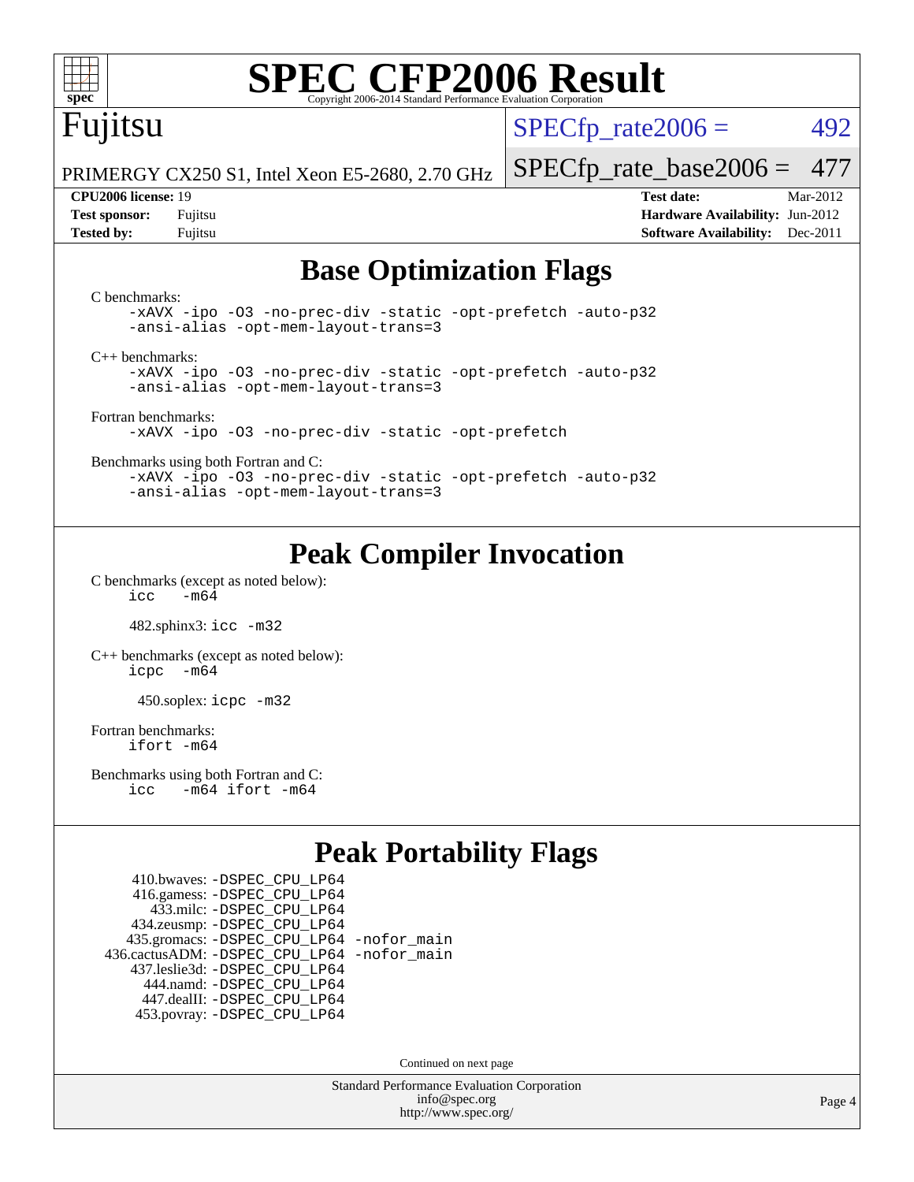# SPEC CFP2006 Result

Copyright 2006-2014 Standard Performance Evaluation Corporation

**Fujitsu**

PRIMERGY CX250 S1, Intel Xeon E5-2680, 2.70 GHz

SPECfp_rate2006 = 492

SPECfp_rate_base2006 = 477

| | | | |
|---|---|---|---|
| **CPU2006 license:** 19 | | **Test date:** | Mar-2012 |
| **Test sponsor:** | Fujitsu | **Hardware Availability:** | Jun-2012 |
| **Tested by:** | Fujitsu | **Software Availability:** | Dec-2011 |

## Base Optimization Flags

C benchmarks:

```
-xAVX -ipo -O3 -no-prec-div -static -opt-prefetch -auto-p32
-ansi-alias -opt-mem-layout-trans=3
```

C++ benchmarks:

```
-xAVX -ipo -O3 -no-prec-div -static -opt-prefetch -auto-p32
-ansi-alias -opt-mem-layout-trans=3
```

Fortran benchmarks:

```
-xAVX -ipo -O3 -no-prec-div -static -opt-prefetch
```

Benchmarks using both Fortran and C:

```
-xAVX -ipo -O3 -no-prec-div -static -opt-prefetch -auto-p32
-ansi-alias -opt-mem-layout-trans=3
```

## Peak Compiler Invocation

C benchmarks (except as noted below):

```
icc   -m64
```

482.sphinx3: `icc -m32`

C++ benchmarks (except as noted below):

```
icpc  -m64
```

450.soplex: `icpc -m32`

Fortran benchmarks:

```
ifort -m64
```

Benchmarks using both Fortran and C:

```
icc   -m64 ifort -m64
```

## Peak Portability Flags

410.bwaves: -DSPEC_CPU_LP64
416.gamess: -DSPEC_CPU_LP64
433.milc: -DSPEC_CPU_LP64
434.zeusmp: -DSPEC_CPU_LP64
435.gromacs: -DSPEC_CPU_LP64 -nofor_main
436.cactusADM: -DSPEC_CPU_LP64 -nofor_main
437.leslie3d: -DSPEC_CPU_LP64
444.namd: -DSPEC_CPU_LP64
447.dealII: -DSPEC_CPU_LP64
453.povray: -DSPEC_CPU_LP64

Continued on next page

Standard Performance Evaluation Corporation
info@spec.org
http://www.spec.org/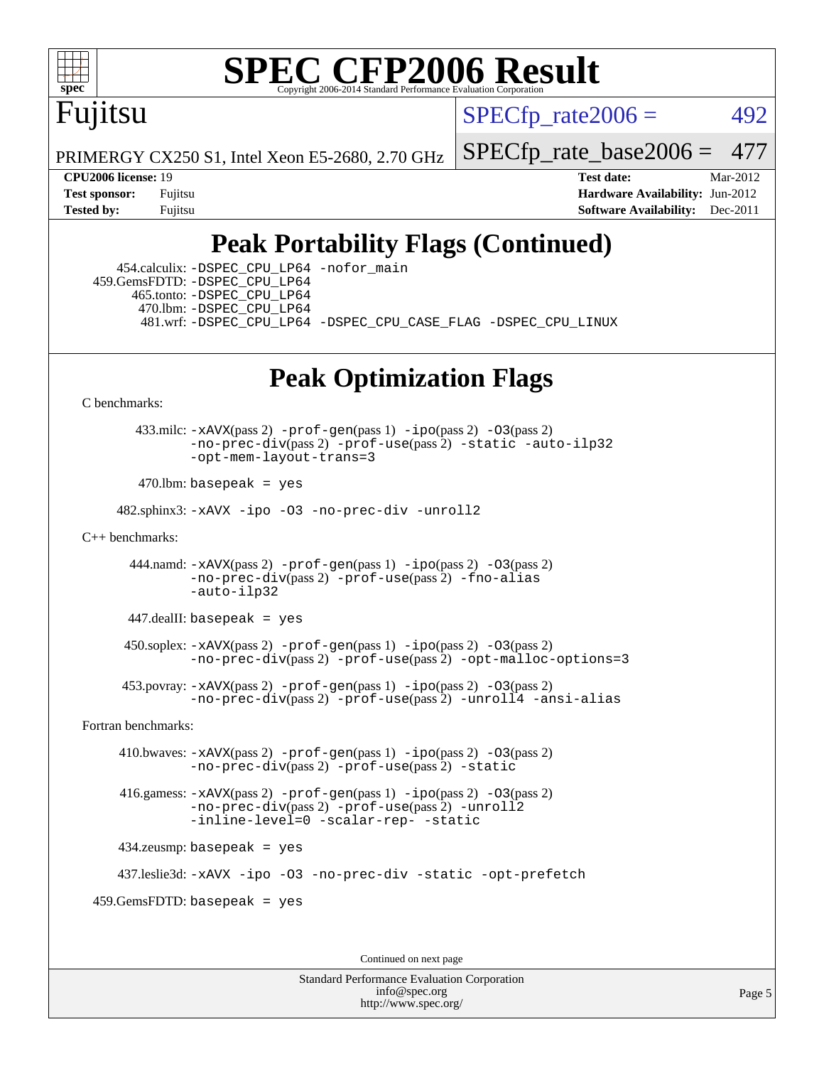# Peak Portability Flags (Continued)

454.calculix: -DSPEC_CPU_LP64 -nofor_main
459.GemsFDTD: -DSPEC_CPU_LP64
465.tonto: -DSPEC_CPU_LP64
470.lbm: -DSPEC_CPU_LP64
481.wrf: -DSPEC_CPU_LP64 -DSPEC_CPU_CASE_FLAG -DSPEC_CPU_LINUX

# Peak Optimization Flags

C benchmarks:

433.milc: -xAVX(pass 2) -prof-gen(pass 1) -ipo(pass 2) -O3(pass 2) -no-prec-div(pass 2) -prof-use(pass 2) -static -auto-ilp32 -opt-mem-layout-trans=3

470.lbm: basepeak = yes

482.sphinx3: -xAVX -ipo -O3 -no-prec-div -unroll2

C++ benchmarks:

444.namd: -xAVX(pass 2) -prof-gen(pass 1) -ipo(pass 2) -O3(pass 2) -no-prec-div(pass 2) -prof-use(pass 2) -fno-alias -auto-ilp32

447.dealII: basepeak = yes

450.soplex: -xAVX(pass 2) -prof-gen(pass 1) -ipo(pass 2) -O3(pass 2) -no-prec-div(pass 2) -prof-use(pass 2) -opt-malloc-options=3

453.povray: -xAVX(pass 2) -prof-gen(pass 1) -ipo(pass 2) -O3(pass 2) -no-prec-div(pass 2) -prof-use(pass 2) -unroll4 -ansi-alias

Fortran benchmarks:

410.bwaves: -xAVX(pass 2) -prof-gen(pass 1) -ipo(pass 2) -O3(pass 2) -no-prec-div(pass 2) -prof-use(pass 2) -static

416.gamess: -xAVX(pass 2) -prof-gen(pass 1) -ipo(pass 2) -O3(pass 2) -no-prec-div(pass 2) -prof-use(pass 2) -unroll2 -inline-level=0 -scalar-rep- -static

434.zeusmp: basepeak = yes

437.leslie3d: -xAVX -ipo -O3 -no-prec-div -static -opt-prefetch

459.GemsFDTD: basepeak = yes

Continued on next page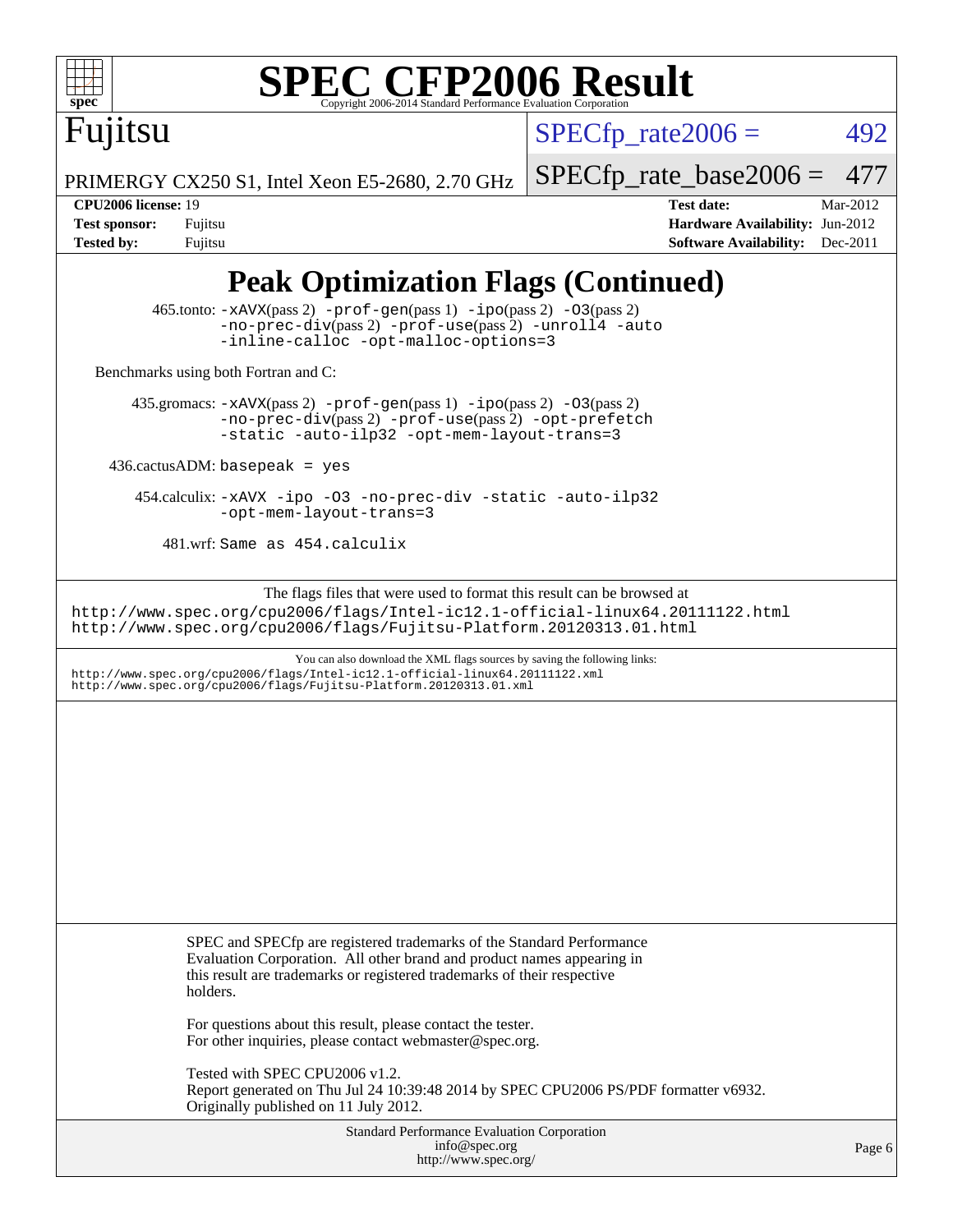# Peak Optimization Flags (Continued)

465.tonto: -xAVX(pass 2) -prof-gen(pass 1) -ipo(pass 2) -O3(pass 2) -no-prec-div(pass 2) -prof-use(pass 2) -unroll4 -auto -inline-calloc -opt-malloc-options=3

Benchmarks using both Fortran and C:

435.gromacs: -xAVX(pass 2) -prof-gen(pass 1) -ipo(pass 2) -O3(pass 2) -no-prec-div(pass 2) -prof-use(pass 2) -opt-prefetch -static -auto-ilp32 -opt-mem-layout-trans=3

436.cactusADM: basepeak = yes

454.calculix: -xAVX -ipo -O3 -no-prec-div -static -auto-ilp32 -opt-mem-layout-trans=3

481.wrf: Same as 454.calculix

The flags files that were used to format this result can be browsed at
http://www.spec.org/cpu2006/flags/Intel-ic12.1-official-linux64.20111122.html
http://www.spec.org/cpu2006/flags/Fujitsu-Platform.20120313.01.html

You can also download the XML flags sources by saving the following links:
http://www.spec.org/cpu2006/flags/Intel-ic12.1-official-linux64.20111122.xml
http://www.spec.org/cpu2006/flags/Fujitsu-Platform.20120313.01.xml

SPEC and SPECfp are registered trademarks of the Standard Performance Evaluation Corporation. All other brand and product names appearing in this result are trademarks or registered trademarks of their respective holders.

For questions about this result, please contact the tester.
For other inquiries, please contact webmaster@spec.org.

Tested with SPEC CPU2006 v1.2.
Report generated on Thu Jul 24 10:39:48 2014 by SPEC CPU2006 PS/PDF formatter v6932.
Originally published on 11 July 2012.